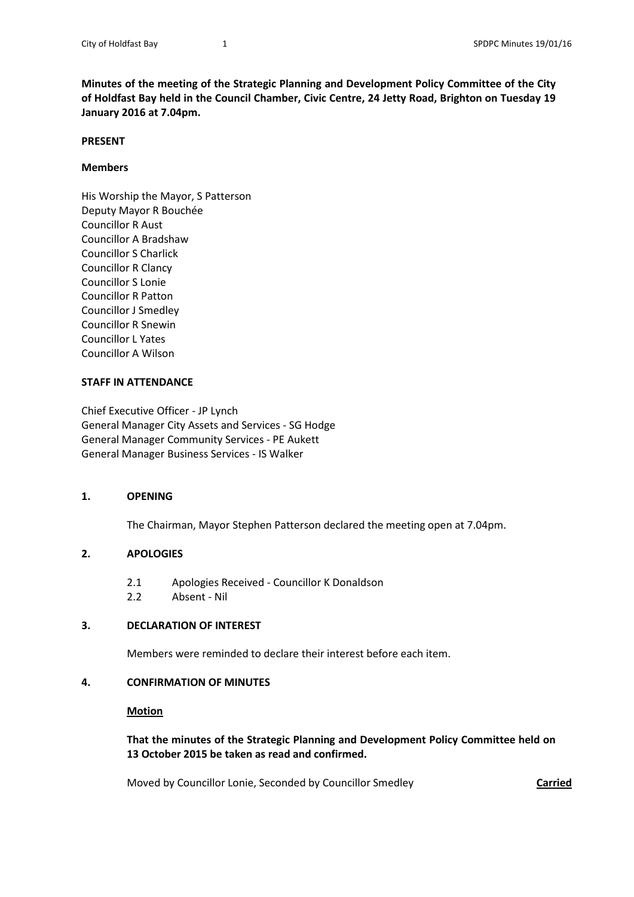**Minutes of the meeting of the Strategic Planning and Development Policy Committee of the City of Holdfast Bay held in the Council Chamber, Civic Centre, 24 Jetty Road, Brighton on Tuesday 19 January 2016 at 7.04pm.**

**PRESENT**

**Members**

His Worship the Mayor, S Patterson
Deputy Mayor R Bouchée
Councillor R Aust
Councillor A Bradshaw
Councillor S Charlick
Councillor R Clancy
Councillor S Lonie
Councillor R Patton
Councillor J Smedley
Councillor R Snewin
Councillor L Yates
Councillor A Wilson

**STAFF IN ATTENDANCE**

Chief Executive Officer - JP Lynch
General Manager City Assets and Services - SG Hodge
General Manager Community Services - PE Aukett
General Manager Business Services - IS Walker

**1. OPENING**

The Chairman, Mayor Stephen Patterson declared the meeting open at 7.04pm.

**2. APOLOGIES**

2.1 Apologies Received - Councillor K Donaldson
2.2 Absent - Nil

**3. DECLARATION OF INTEREST**

Members were reminded to declare their interest before each item.

**4. CONFIRMATION OF MINUTES**

**Motion**

**That the minutes of the Strategic Planning and Development Policy Committee held on 13 October 2015 be taken as read and confirmed.**

Moved by Councillor Lonie, Seconded by Councillor Smedley **Carried**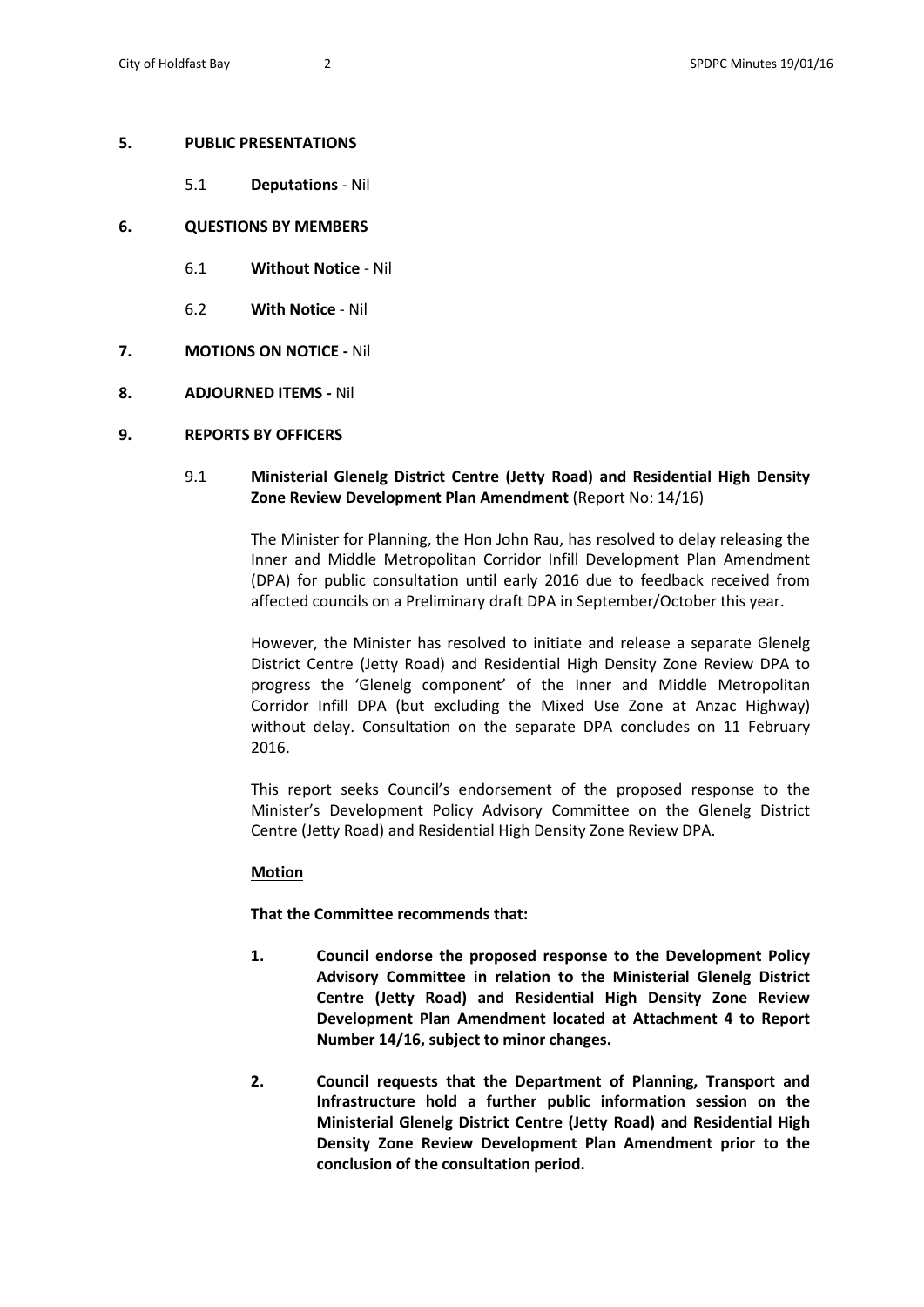**5. PUBLIC PRESENTATIONS**

5.1 **Deputations** - Nil

**6. QUESTIONS BY MEMBERS**

6.1 **Without Notice** - Nil

6.2 **With Notice** - Nil

**7. MOTIONS ON NOTICE -** Nil

**8. ADJOURNED ITEMS -** Nil

**9. REPORTS BY OFFICERS**

9.1 **Ministerial Glenelg District Centre (Jetty Road) and Residential High Density Zone Review Development Plan Amendment** (Report No: 14/16)

The Minister for Planning, the Hon John Rau, has resolved to delay releasing the Inner and Middle Metropolitan Corridor Infill Development Plan Amendment (DPA) for public consultation until early 2016 due to feedback received from affected councils on a Preliminary draft DPA in September/October this year.

However, the Minister has resolved to initiate and release a separate Glenelg District Centre (Jetty Road) and Residential High Density Zone Review DPA to progress the 'Glenelg component' of the Inner and Middle Metropolitan Corridor Infill DPA (but excluding the Mixed Use Zone at Anzac Highway) without delay. Consultation on the separate DPA concludes on 11 February 2016.

This report seeks Council's endorsement of the proposed response to the Minister's Development Policy Advisory Committee on the Glenelg District Centre (Jetty Road) and Residential High Density Zone Review DPA.

**Motion**

**That the Committee recommends that:**

1. **Council endorse the proposed response to the Development Policy Advisory Committee in relation to the Ministerial Glenelg District Centre (Jetty Road) and Residential High Density Zone Review Development Plan Amendment located at Attachment 4 to Report Number 14/16, subject to minor changes.**

2. **Council requests that the Department of Planning, Transport and Infrastructure hold a further public information session on the Ministerial Glenelg District Centre (Jetty Road) and Residential High Density Zone Review Development Plan Amendment prior to the conclusion of the consultation period.**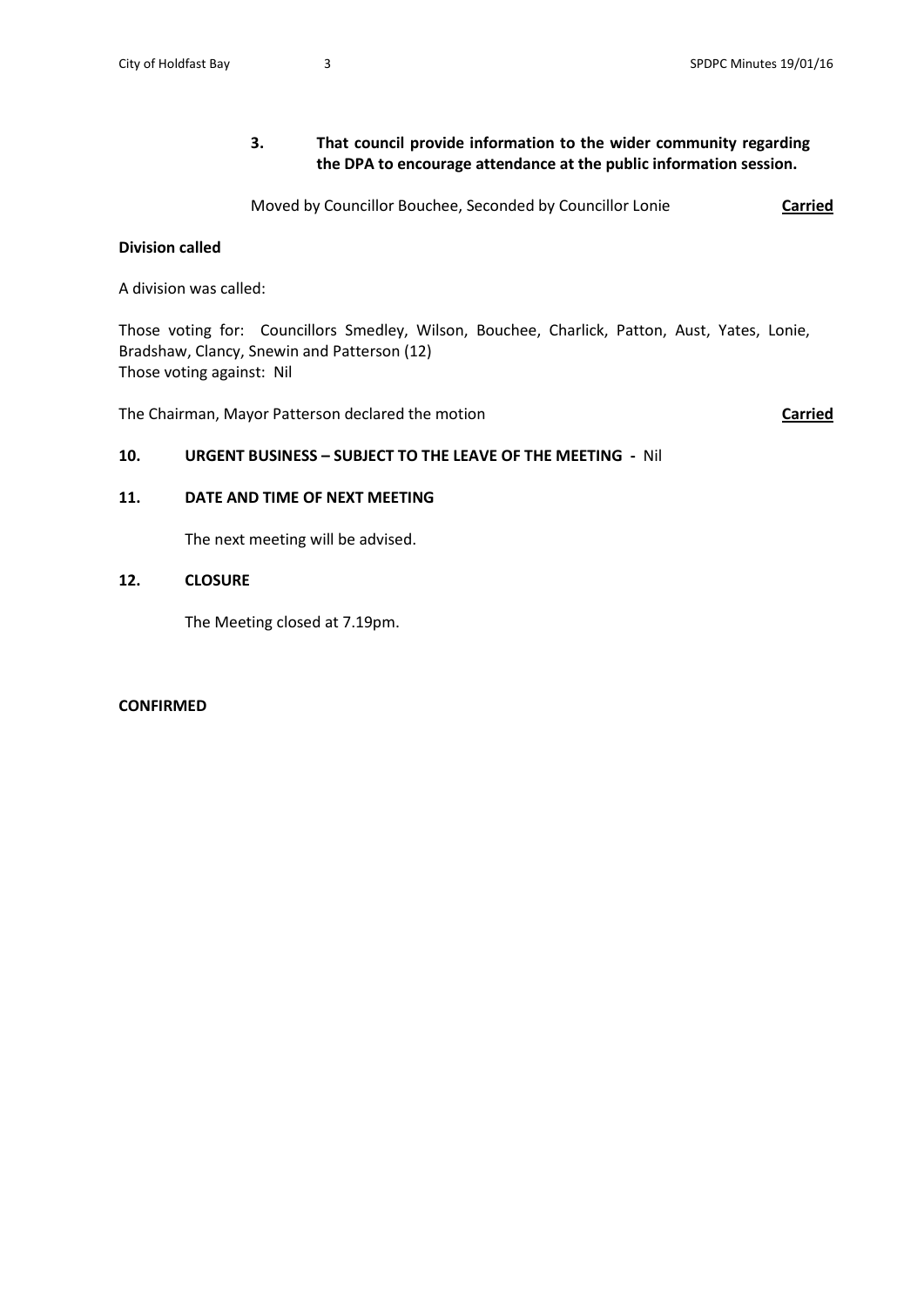**3. That council provide information to the wider community regarding the DPA to encourage attendance at the public information session.**

Moved by Councillor Bouchee, Seconded by Councillor Lonie **Carried**

**Division called**

A division was called:

Those voting for: Councillors Smedley, Wilson, Bouchee, Charlick, Patton, Aust, Yates, Lonie, Bradshaw, Clancy, Snewin and Patterson (12)
Those voting against: Nil

The Chairman, Mayor Patterson declared the motion **Carried**

## 10. URGENT BUSINESS – SUBJECT TO THE LEAVE OF THE MEETING - Nil

## 11. DATE AND TIME OF NEXT MEETING

The next meeting will be advised.

## 12. CLOSURE

The Meeting closed at 7.19pm.

**CONFIRMED**